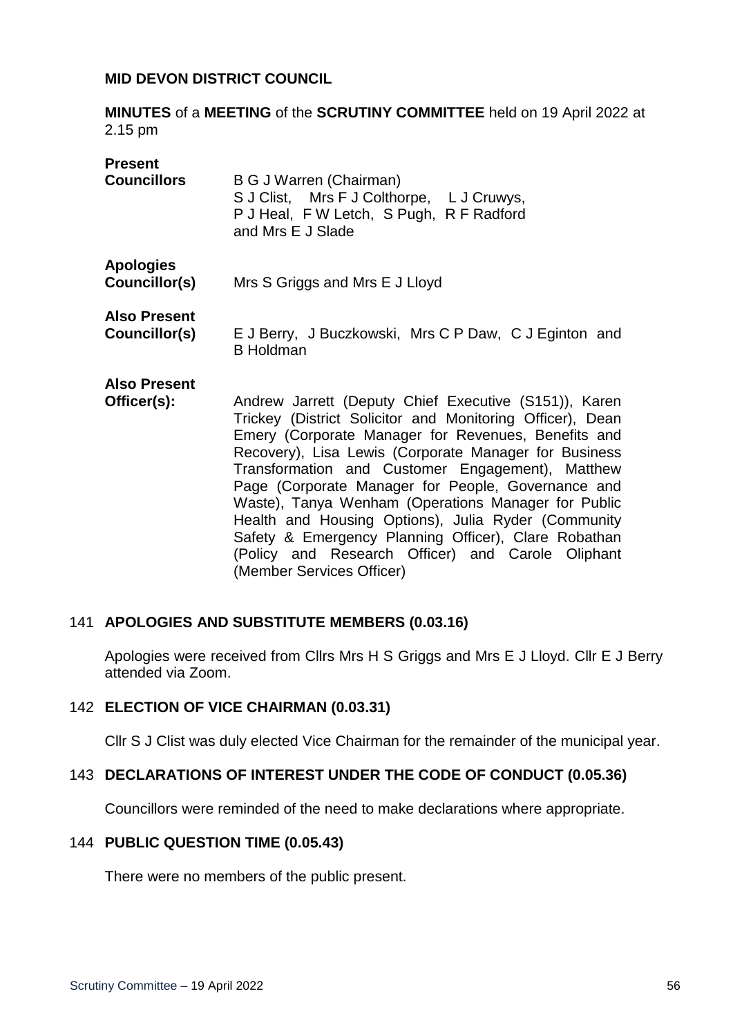**MID DEVON DISTRICT COUNCIL**

**MINUTES** of a **MEETING** of the **SCRUTINY COMMITTEE** held on 19 April 2022 at 2.15 pm

| | |
|---|---|
| **Present Councillors** | B G J Warren (Chairman)<br>S J Clist, Mrs F J Colthorpe, L J Cruwys, P J Heal, F W Letch, S Pugh, R F Radford and Mrs E J Slade |
| **Apologies Councillor(s)** | Mrs S Griggs and Mrs E J Lloyd |
| **Also Present Councillor(s)** | E J Berry, J Buczkowski, Mrs C P Daw, C J Eginton and B Holdman |
| **Also Present Officer(s):** | Andrew Jarrett (Deputy Chief Executive (S151)), Karen Trickey (District Solicitor and Monitoring Officer), Dean Emery (Corporate Manager for Revenues, Benefits and Recovery), Lisa Lewis (Corporate Manager for Business Transformation and Customer Engagement), Matthew Page (Corporate Manager for People, Governance and Waste), Tanya Wenham (Operations Manager for Public Health and Housing Options), Julia Ryder (Community Safety & Emergency Planning Officer), Clare Robathan (Policy and Research Officer) and Carole Oliphant (Member Services Officer) |

### 141 APOLOGIES AND SUBSTITUTE MEMBERS (0.03.16)

Apologies were received from Cllrs Mrs H S Griggs and Mrs E J Lloyd. Cllr E J Berry attended via Zoom.

### 142 ELECTION OF VICE CHAIRMAN (0.03.31)

Cllr S J Clist was duly elected Vice Chairman for the remainder of the municipal year.

### 143 DECLARATIONS OF INTEREST UNDER THE CODE OF CONDUCT (0.05.36)

Councillors were reminded of the need to make declarations where appropriate.

### 144 PUBLIC QUESTION TIME (0.05.43)

There were no members of the public present.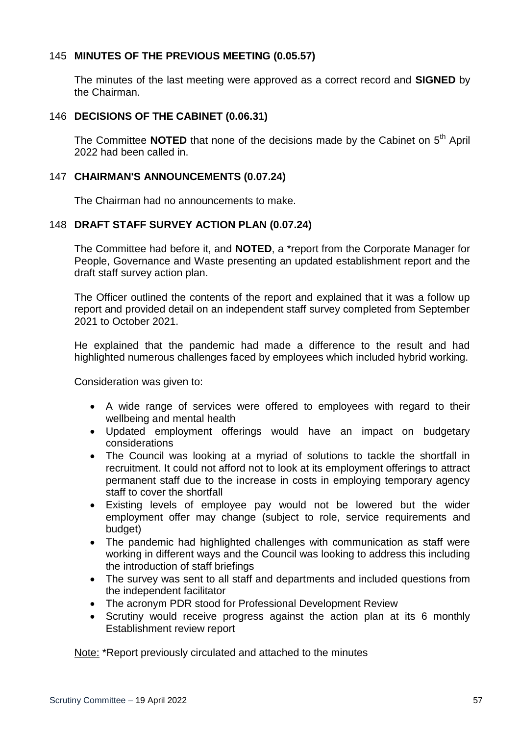### 145 MINUTES OF THE PREVIOUS MEETING (0.05.57)

The minutes of the last meeting were approved as a correct record and **SIGNED** by the Chairman.

### 146 DECISIONS OF THE CABINET (0.06.31)

The Committee **NOTED** that none of the decisions made by the Cabinet on 5th April 2022 had been called in.

### 147 CHAIRMAN'S ANNOUNCEMENTS (0.07.24)

The Chairman had no announcements to make.

### 148 DRAFT STAFF SURVEY ACTION PLAN (0.07.24)

The Committee had before it, and **NOTED**, a *report from the Corporate Manager for People, Governance and Waste presenting an updated establishment report and the draft staff survey action plan.

The Officer outlined the contents of the report and explained that it was a follow up report and provided detail on an independent staff survey completed from September 2021 to October 2021.

He explained that the pandemic had made a difference to the result and had highlighted numerous challenges faced by employees which included hybrid working.

Consideration was given to:

- A wide range of services were offered to employees with regard to their wellbeing and mental health
- Updated employment offerings would have an impact on budgetary considerations
- The Council was looking at a myriad of solutions to tackle the shortfall in recruitment. It could not afford not to look at its employment offerings to attract permanent staff due to the increase in costs in employing temporary agency staff to cover the shortfall
- Existing levels of employee pay would not be lowered but the wider employment offer may change (subject to role, service requirements and budget)
- The pandemic had highlighted challenges with communication as staff were working in different ways and the Council was looking to address this including the introduction of staff briefings
- The survey was sent to all staff and departments and included questions from the independent facilitator
- The acronym PDR stood for Professional Development Review
- Scrutiny would receive progress against the action plan at its 6 monthly Establishment review report

Note: *Report previously circulated and attached to the minutes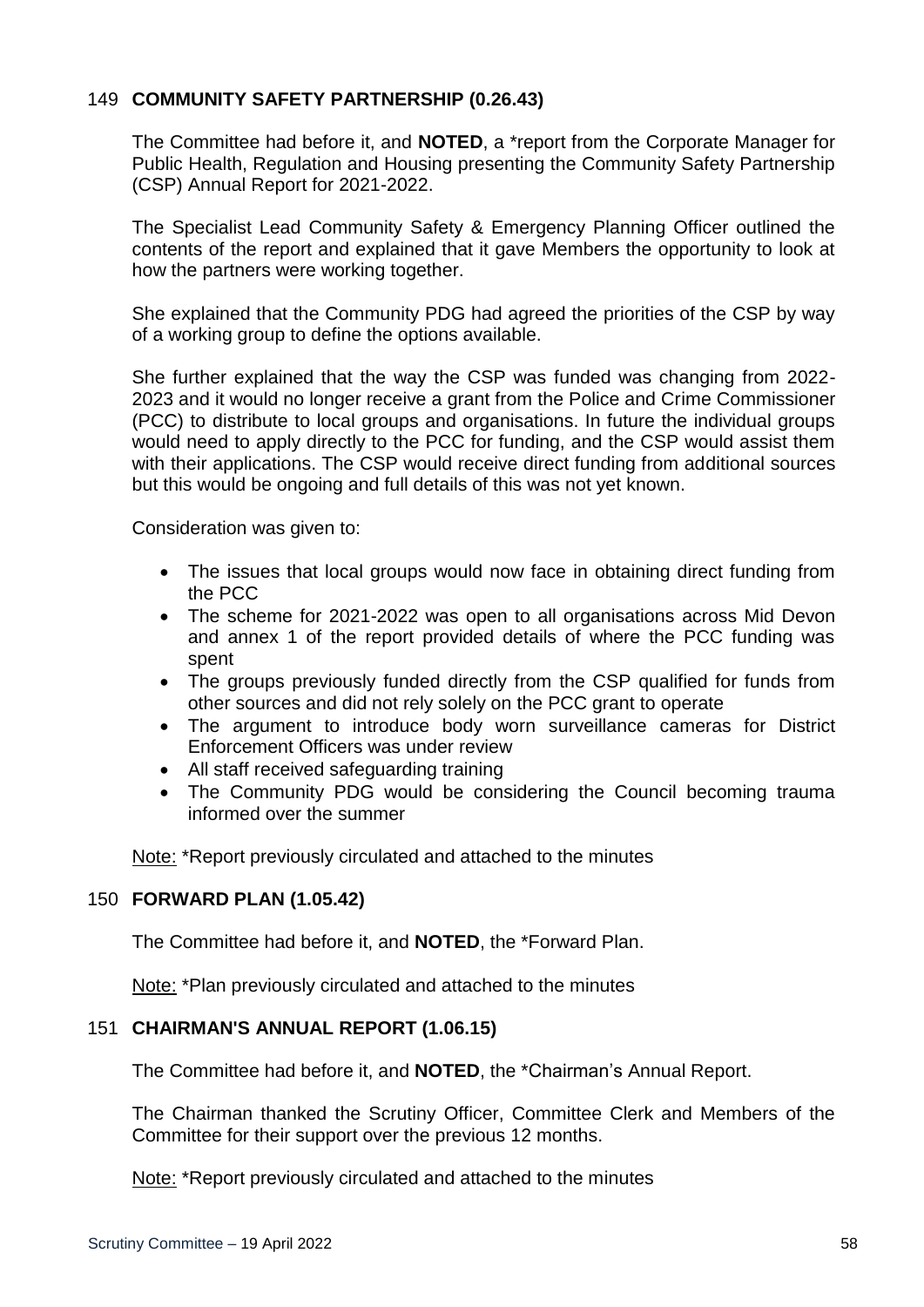### 149 **COMMUNITY SAFETY PARTNERSHIP (0.26.43)**

The Committee had before it, and **NOTED**, a *report from the Corporate Manager for Public Health, Regulation and Housing presenting the Community Safety Partnership (CSP) Annual Report for 2021-2022.

The Specialist Lead Community Safety & Emergency Planning Officer outlined the contents of the report and explained that it gave Members the opportunity to look at how the partners were working together.

She explained that the Community PDG had agreed the priorities of the CSP by way of a working group to define the options available.

She further explained that the way the CSP was funded was changing from 2022-2023 and it would no longer receive a grant from the Police and Crime Commissioner (PCC) to distribute to local groups and organisations. In future the individual groups would need to apply directly to the PCC for funding, and the CSP would assist them with their applications. The CSP would receive direct funding from additional sources but this would be ongoing and full details of this was not yet known.

Consideration was given to:

- The issues that local groups would now face in obtaining direct funding from the PCC
- The scheme for 2021-2022 was open to all organisations across Mid Devon and annex 1 of the report provided details of where the PCC funding was spent
- The groups previously funded directly from the CSP qualified for funds from other sources and did not rely solely on the PCC grant to operate
- The argument to introduce body worn surveillance cameras for District Enforcement Officers was under review
- All staff received safeguarding training
- The Community PDG would be considering the Council becoming trauma informed over the summer

Note: *Report previously circulated and attached to the minutes

### 150 **FORWARD PLAN (1.05.42)**

The Committee had before it, and **NOTED**, the *Forward Plan.

Note: *Plan previously circulated and attached to the minutes

### 151 **CHAIRMAN'S ANNUAL REPORT (1.06.15)**

The Committee had before it, and **NOTED**, the *Chairman's Annual Report.

The Chairman thanked the Scrutiny Officer, Committee Clerk and Members of the Committee for their support over the previous 12 months.

Note: *Report previously circulated and attached to the minutes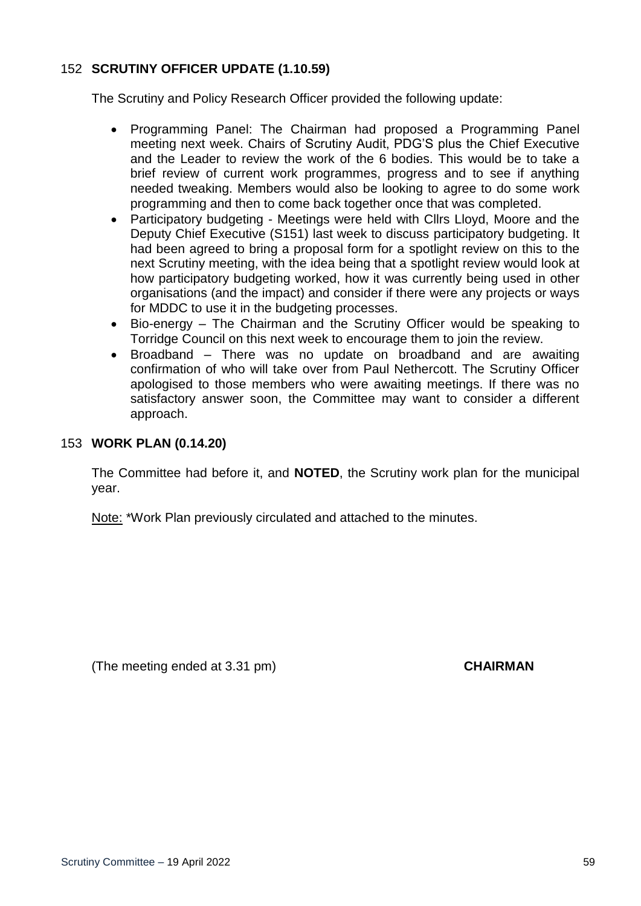## 152 **SCRUTINY OFFICER UPDATE (1.10.59)**

The Scrutiny and Policy Research Officer provided the following update:

- Programming Panel: The Chairman had proposed a Programming Panel meeting next week. Chairs of Scrutiny Audit, PDG'S plus the Chief Executive and the Leader to review the work of the 6 bodies. This would be to take a brief review of current work programmes, progress and to see if anything needed tweaking. Members would also be looking to agree to do some work programming and then to come back together once that was completed.
- Participatory budgeting - Meetings were held with Cllrs Lloyd, Moore and the Deputy Chief Executive (S151) last week to discuss participatory budgeting. It had been agreed to bring a proposal form for a spotlight review on this to the next Scrutiny meeting, with the idea being that a spotlight review would look at how participatory budgeting worked, how it was currently being used in other organisations (and the impact) and consider if there were any projects or ways for MDDC to use it in the budgeting processes.
- Bio-energy – The Chairman and the Scrutiny Officer would be speaking to Torridge Council on this next week to encourage them to join the review.
- Broadband – There was no update on broadband and are awaiting confirmation of who will take over from Paul Nethercott. The Scrutiny Officer apologised to those members who were awaiting meetings. If there was no satisfactory answer soon, the Committee may want to consider a different approach.

## 153 **WORK PLAN (0.14.20)**

The Committee had before it, and **NOTED**, the Scrutiny work plan for the municipal year.

<u>Note:</u> *Work Plan previously circulated and attached to the minutes.

(The meeting ended at 3.31 pm) **CHAIRMAN**